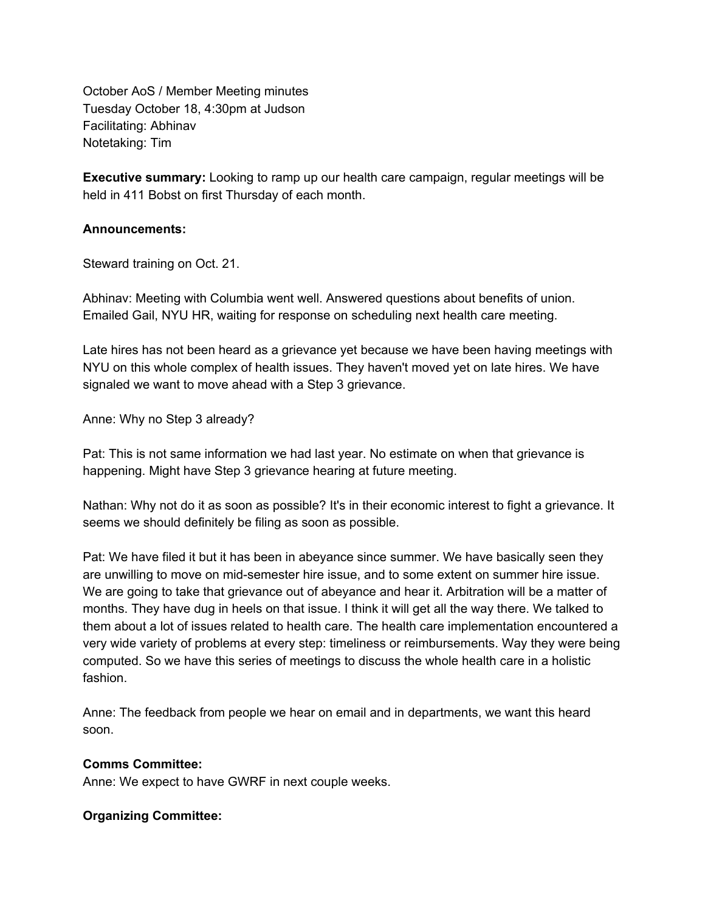October AoS / Member Meeting minutes
Tuesday October 18, 4:30pm at Judson
Facilitating: Abhinav
Notetaking: Tim

**Executive summary:** Looking to ramp up our health care campaign, regular meetings will be held in 411 Bobst on first Thursday of each month.

**Announcements:**

Steward training on Oct. 21.

Abhinav: Meeting with Columbia went well. Answered questions about benefits of union. Emailed Gail, NYU HR, waiting for response on scheduling next health care meeting.

Late hires has not been heard as a grievance yet because we have been having meetings with NYU on this whole complex of health issues. They haven't moved yet on late hires. We have signaled we want to move ahead with a Step 3 grievance.

Anne: Why no Step 3 already?

Pat: This is not same information we had last year. No estimate on when that grievance is happening. Might have Step 3 grievance hearing at future meeting.

Nathan: Why not do it as soon as possible? It's in their economic interest to fight a grievance. It seems we should definitely be filing as soon as possible.

Pat: We have filed it but it has been in abeyance since summer. We have basically seen they are unwilling to move on mid-semester hire issue, and to some extent on summer hire issue. We are going to take that grievance out of abeyance and hear it. Arbitration will be a matter of months. They have dug in heels on that issue. I think it will get all the way there. We talked to them about a lot of issues related to health care. The health care implementation encountered a very wide variety of problems at every step: timeliness or reimbursements. Way they were being computed. So we have this series of meetings to discuss the whole health care in a holistic fashion.

Anne: The feedback from people we hear on email and in departments, we want this heard soon.

**Comms Committee:**
Anne: We expect to have GWRF in next couple weeks.

**Organizing Committee:**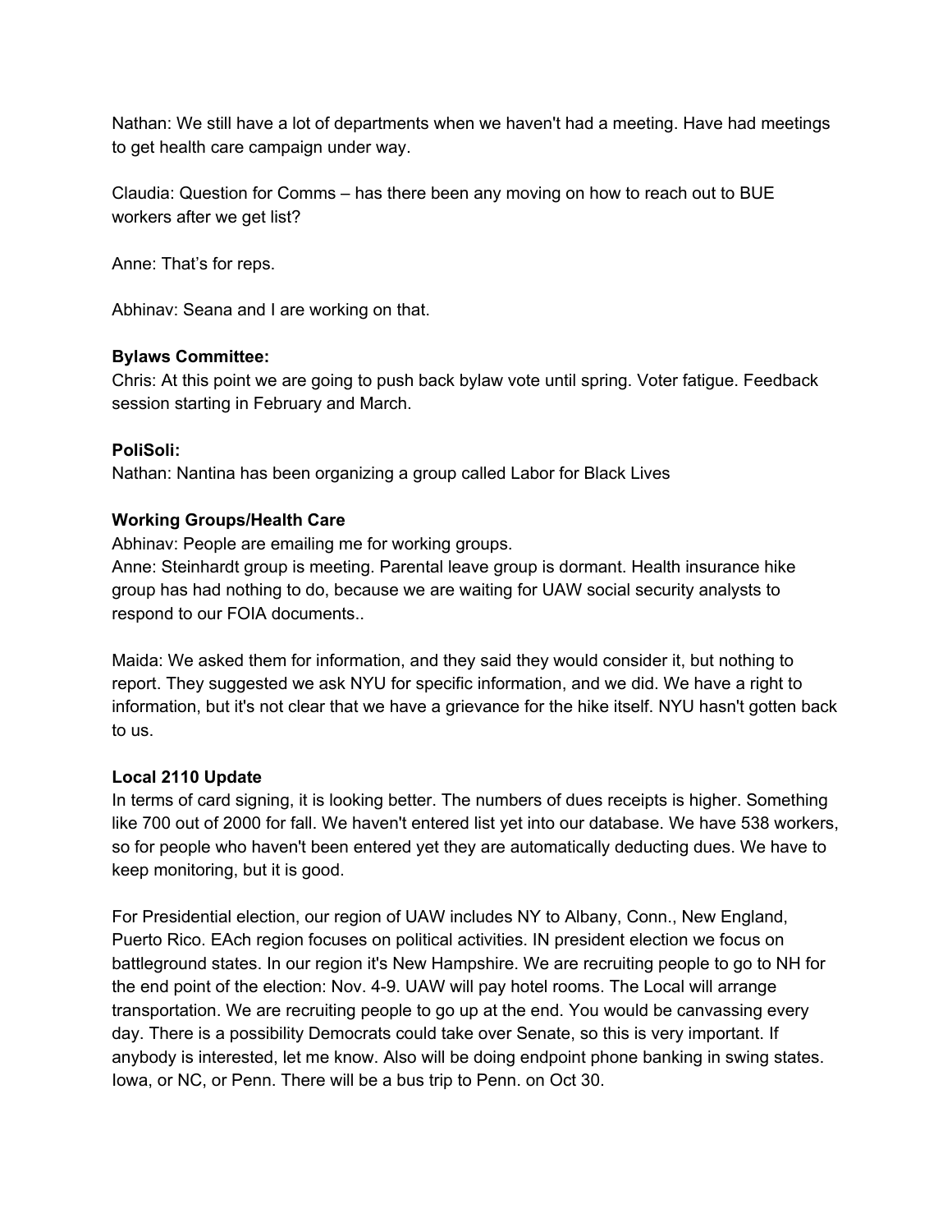Nathan: We still have a lot of departments when we haven't had a meeting. Have had meetings to get health care campaign under way.

Claudia: Question for Comms – has there been any moving on how to reach out to BUE workers after we get list?

Anne: That's for reps.

Abhinav: Seana and I are working on that.

**Bylaws Committee:**

Chris: At this point we are going to push back bylaw vote until spring. Voter fatigue. Feedback session starting in February and March.

**PoliSoli:**

Nathan: Nantina has been organizing a group called Labor for Black Lives

**Working Groups/Health Care**

Abhinav: People are emailing me for working groups.

Anne: Steinhardt group is meeting. Parental leave group is dormant. Health insurance hike group has had nothing to do, because we are waiting for UAW social security analysts to respond to our FOIA documents..

Maida: We asked them for information, and they said they would consider it, but nothing to report. They suggested we ask NYU for specific information, and we did. We have a right to information, but it's not clear that we have a grievance for the hike itself. NYU hasn't gotten back to us.

**Local 2110 Update**

In terms of card signing, it is looking better. The numbers of dues receipts is higher. Something like 700 out of 2000 for fall. We haven't entered list yet into our database. We have 538 workers, so for people who haven't been entered yet they are automatically deducting dues. We have to keep monitoring, but it is good.

For Presidential election, our region of UAW includes NY to Albany, Conn., New England, Puerto Rico. EAch region focuses on political activities. IN president election we focus on battleground states. In our region it's New Hampshire. We are recruiting people to go to NH for the end point of the election: Nov. 4-9. UAW will pay hotel rooms. The Local will arrange transportation. We are recruiting people to go up at the end. You would be canvassing every day. There is a possibility Democrats could take over Senate, so this is very important. If anybody is interested, let me know. Also will be doing endpoint phone banking in swing states. Iowa, or NC, or Penn. There will be a bus trip to Penn. on Oct 30.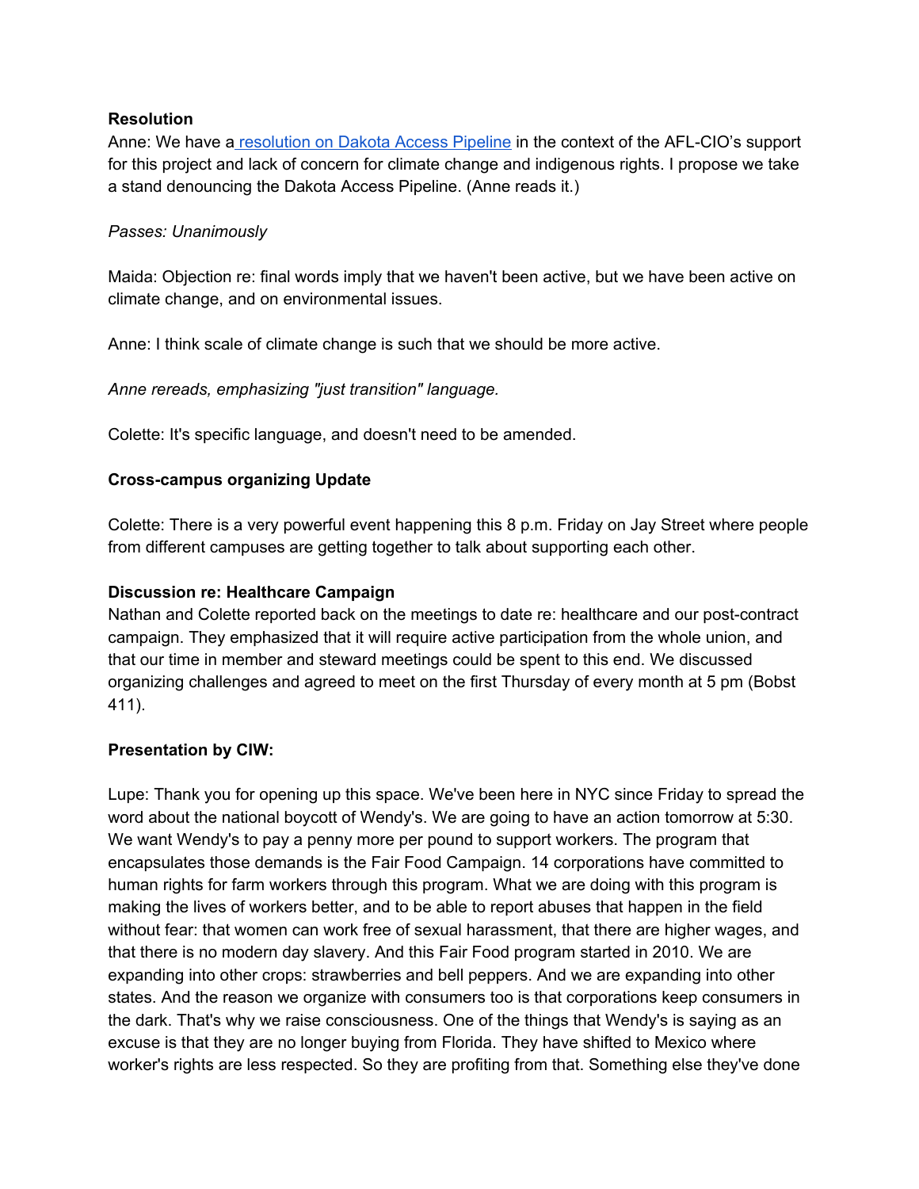**Resolution**

Anne: We have a [resolution on Dakota Access Pipeline] in the context of the AFL-CIO's support for this project and lack of concern for climate change and indigenous rights. I propose we take a stand denouncing the Dakota Access Pipeline. (Anne reads it.)

*Passes: Unanimously*

Maida: Objection re: final words imply that we haven't been active, but we have been active on climate change, and on environmental issues.

Anne: I think scale of climate change is such that we should be more active.

*Anne rereads, emphasizing "just transition" language.*

Colette: It's specific language, and doesn't need to be amended.

**Cross-campus organizing Update**

Colette: There is a very powerful event happening this 8 p.m. Friday on Jay Street where people from different campuses are getting together to talk about supporting each other.

**Discussion re: Healthcare Campaign**

Nathan and Colette reported back on the meetings to date re: healthcare and our post-contract campaign. They emphasized that it will require active participation from the whole union, and that our time in member and steward meetings could be spent to this end. We discussed organizing challenges and agreed to meet on the first Thursday of every month at 5 pm (Bobst 411).

**Presentation by CIW:**

Lupe: Thank you for opening up this space. We've been here in NYC since Friday to spread the word about the national boycott of Wendy's. We are going to have an action tomorrow at 5:30. We want Wendy's to pay a penny more per pound to support workers. The program that encapsulates those demands is the Fair Food Campaign. 14 corporations have committed to human rights for farm workers through this program. What we are doing with this program is making the lives of workers better, and to be able to report abuses that happen in the field without fear: that women can work free of sexual harassment, that there are higher wages, and that there is no modern day slavery. And this Fair Food program started in 2010. We are expanding into other crops: strawberries and bell peppers. And we are expanding into other states. And the reason we organize with consumers too is that corporations keep consumers in the dark. That's why we raise consciousness. One of the things that Wendy's is saying as an excuse is that they are no longer buying from Florida. They have shifted to Mexico where worker's rights are less respected. So they are profiting from that. Something else they've done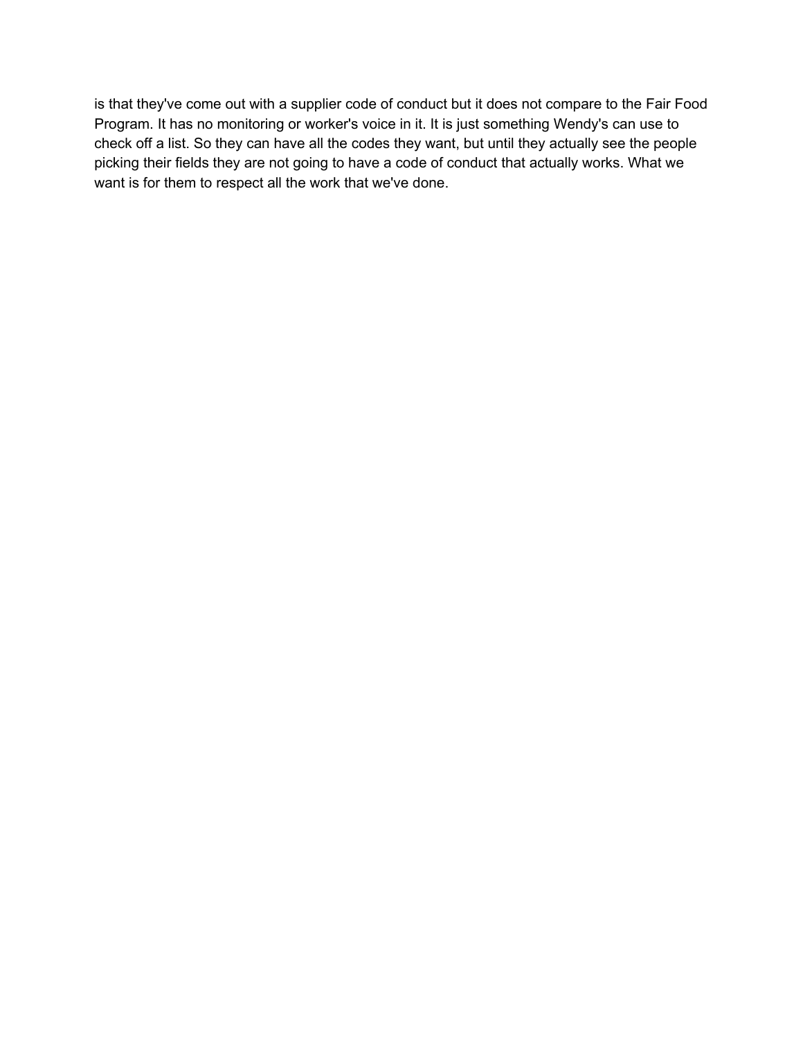is that they've come out with a supplier code of conduct but it does not compare to the Fair Food Program. It has no monitoring or worker's voice in it. It is just something Wendy's can use to check off a list. So they can have all the codes they want, but until they actually see the people picking their fields they are not going to have a code of conduct that actually works. What we want is for them to respect all the work that we've done.